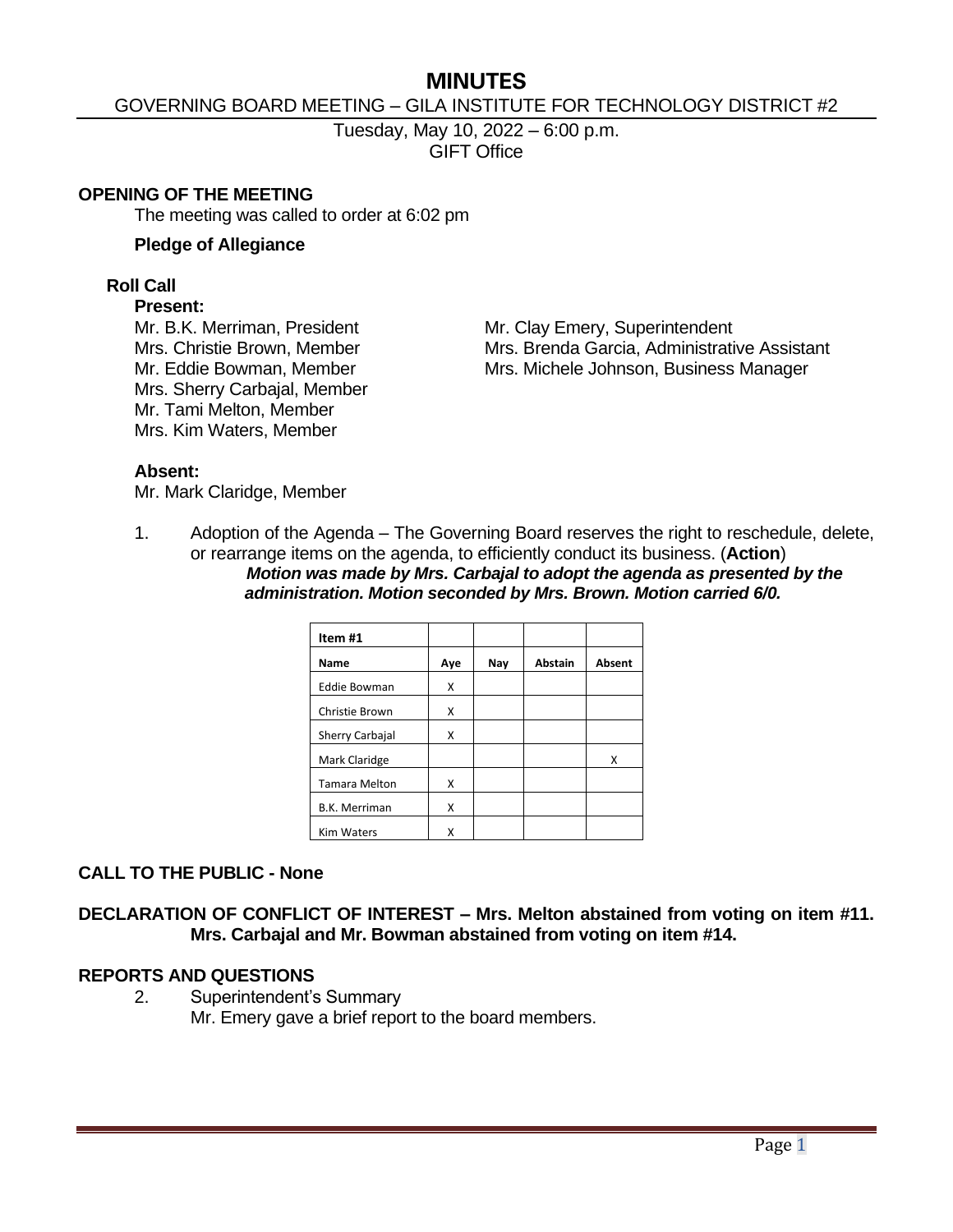# MINUTES

GOVERNING BOARD MEETING – GILA INSTITUTE FOR TECHNOLOGY DISTRICT #2

Tuesday, May 10, 2022 – 6:00 p.m.
GIFT Office

## OPENING OF THE MEETING

The meeting was called to order at 6:02 pm

**Pledge of Allegiance**

### Roll Call

**Present:**

Mr. B.K. Merriman, President
Mrs. Christie Brown, Member
Mr. Eddie Bowman, Member
Mrs. Sherry Carbajal, Member
Mr. Tami Melton, Member
Mrs. Kim Waters, Member

Mr. Clay Emery, Superintendent
Mrs. Brenda Garcia, Administrative Assistant
Mrs. Michele Johnson, Business Manager

**Absent:**

Mr. Mark Claridge, Member

1. Adoption of the Agenda – The Governing Board reserves the right to reschedule, delete, or rearrange items on the agenda, to efficiently conduct its business. (**Action**)

   ***Motion was made by Mrs. Carbajal to adopt the agenda as presented by the administration. Motion seconded by Mrs. Brown. Motion carried 6/0.***

| Item #1 | | | | |
|---|---|---|---|---|
| **Name** | **Aye** | **Nay** | **Abstain** | **Absent** |
| Eddie Bowman | X | | | |
| Christie Brown | X | | | |
| Sherry Carbajal | X | | | |
| Mark Claridge | | | | X |
| Tamara Melton | X | | | |
| B.K. Merriman | X | | | |
| Kim Waters | X | | | |

## CALL TO THE PUBLIC - None

## DECLARATION OF CONFLICT OF INTEREST – Mrs. Melton abstained from voting on item #11. Mrs. Carbajal and Mr. Bowman abstained from voting on item #14.

## REPORTS AND QUESTIONS

2. Superintendent's Summary

   Mr. Emery gave a brief report to the board members.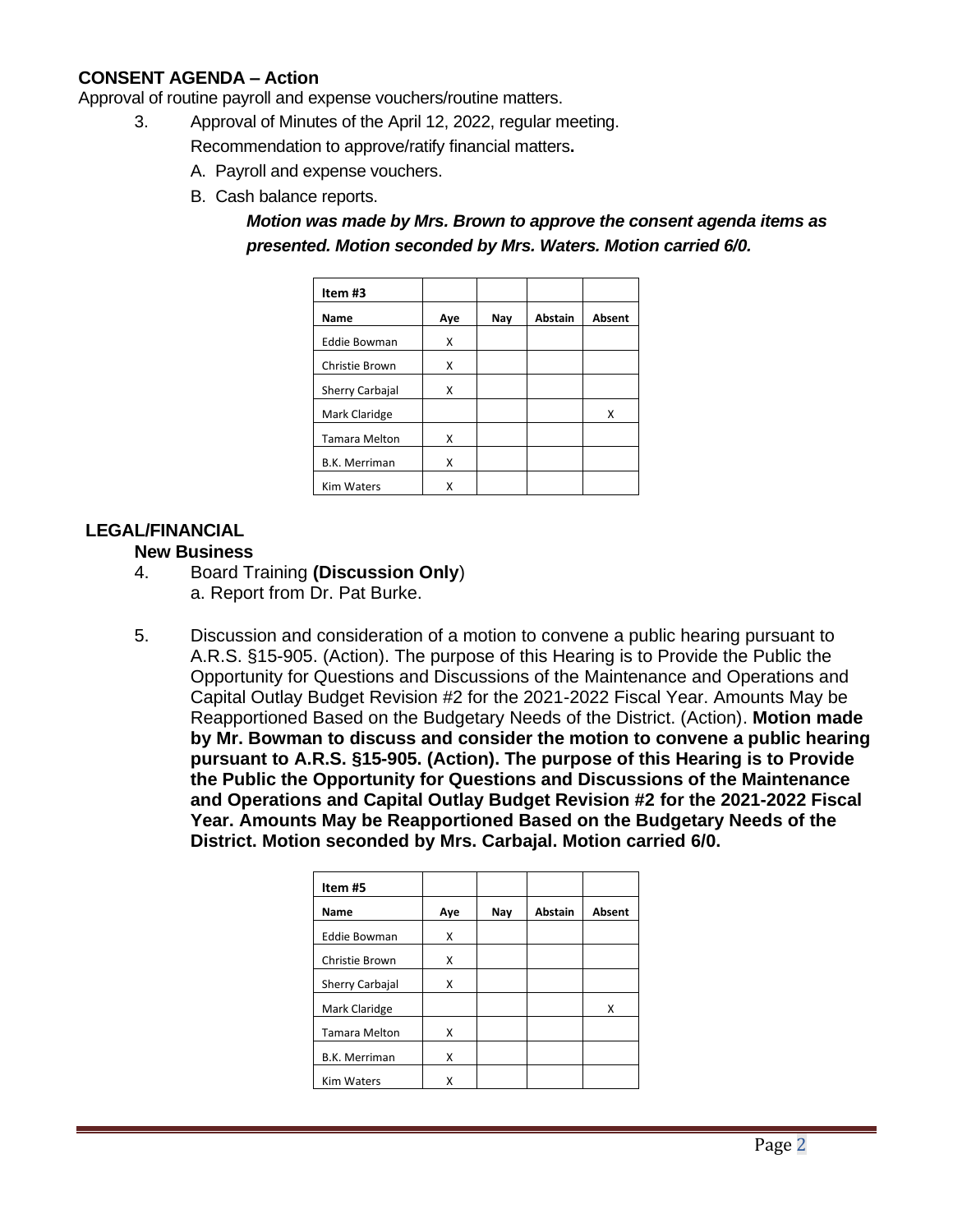## CONSENT AGENDA – Action

Approval of routine payroll and expense vouchers/routine matters.

3. Approval of Minutes of the April 12, 2022, regular meeting.

   Recommendation to approve/ratify financial matters**.**

   A. Payroll and expense vouchers.

   B. Cash balance reports.

   ***Motion was made by Mrs. Brown to approve the consent agenda items as presented. Motion seconded by Mrs. Waters. Motion carried 6/0.***

| Item #3 | | | | |
|---|---|---|---|---|
| **Name** | **Aye** | **Nay** | **Abstain** | **Absent** |
| Eddie Bowman | X | | | |
| Christie Brown | X | | | |
| Sherry Carbajal | X | | | |
| Mark Claridge | | | | X |
| Tamara Melton | X | | | |
| B.K. Merriman | X | | | |
| Kim Waters | X | | | |

## LEGAL/FINANCIAL

### New Business

4. Board Training **(Discussion Only**)

   a. Report from Dr. Pat Burke.

5. Discussion and consideration of a motion to convene a public hearing pursuant to A.R.S. §15-905. (Action). The purpose of this Hearing is to Provide the Public the Opportunity for Questions and Discussions of the Maintenance and Operations and Capital Outlay Budget Revision #2 for the 2021-2022 Fiscal Year. Amounts May be Reapportioned Based on the Budgetary Needs of the District. (Action). **Motion made by Mr. Bowman to discuss and consider the motion to convene a public hearing pursuant to A.R.S. §15-905. (Action). The purpose of this Hearing is to Provide the Public the Opportunity for Questions and Discussions of the Maintenance and Operations and Capital Outlay Budget Revision #2 for the 2021-2022 Fiscal Year. Amounts May be Reapportioned Based on the Budgetary Needs of the District. Motion seconded by Mrs. Carbajal. Motion carried 6/0.**

| Item #5 | | | | |
|---|---|---|---|---|
| **Name** | **Aye** | **Nay** | **Abstain** | **Absent** |
| Eddie Bowman | X | | | |
| Christie Brown | X | | | |
| Sherry Carbajal | X | | | |
| Mark Claridge | | | | X |
| Tamara Melton | X | | | |
| B.K. Merriman | X | | | |
| Kim Waters | X | | | |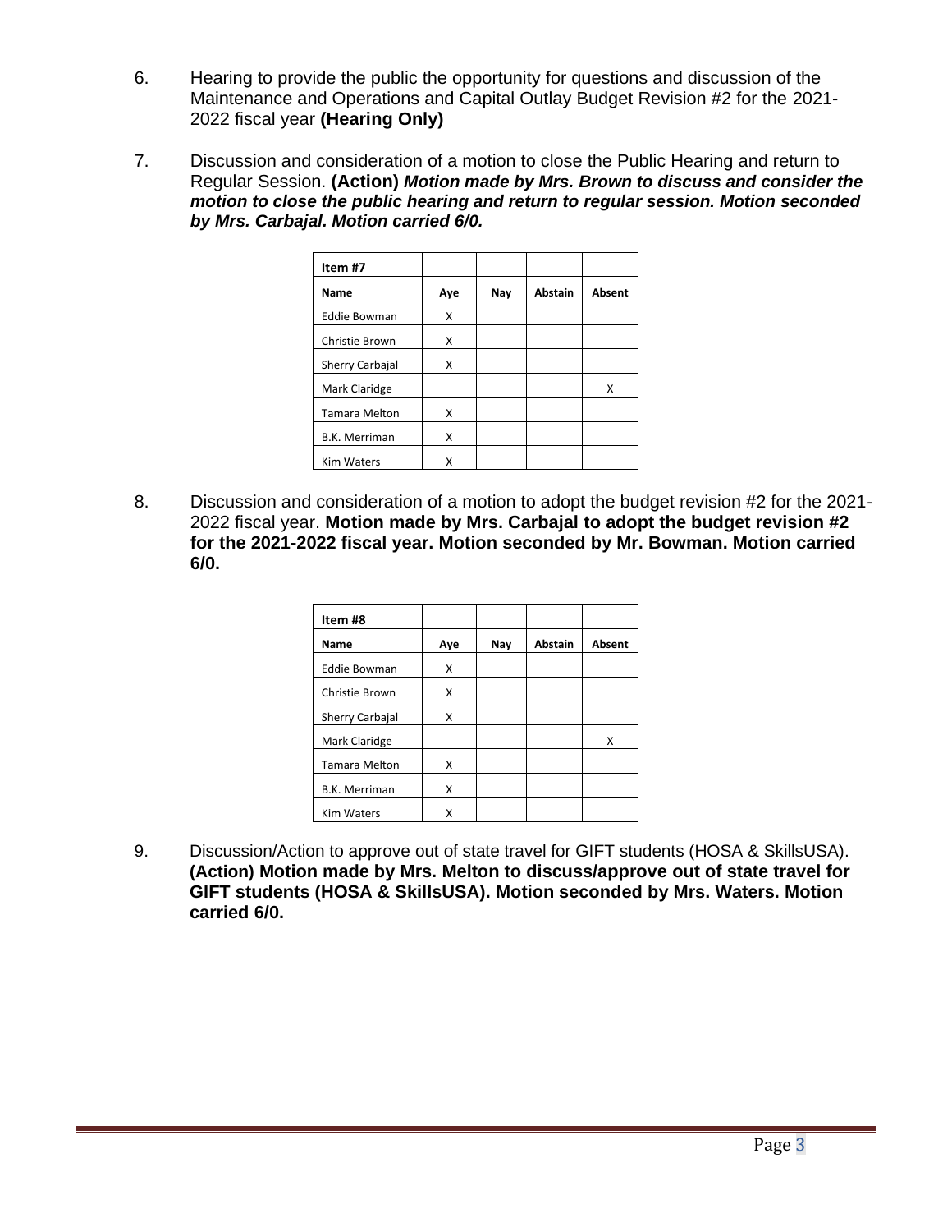6. Hearing to provide the public the opportunity for questions and discussion of the Maintenance and Operations and Capital Outlay Budget Revision #2 for the 2021-2022 fiscal year **(Hearing Only)**

7. Discussion and consideration of a motion to close the Public Hearing and return to Regular Session. **(Action)** ***Motion made by Mrs. Brown to discuss and consider the motion to close the public hearing and return to regular session. Motion seconded by Mrs. Carbajal. Motion carried 6/0.***

| Item #7 | | | | |
|---|---|---|---|---|
| **Name** | **Aye** | **Nay** | **Abstain** | **Absent** |
| Eddie Bowman | X | | | |
| Christie Brown | X | | | |
| Sherry Carbajal | X | | | |
| Mark Claridge | | | | X |
| Tamara Melton | X | | | |
| B.K. Merriman | X | | | |
| Kim Waters | X | | | |

8. Discussion and consideration of a motion to adopt the budget revision #2 for the 2021-2022 fiscal year. **Motion made by Mrs. Carbajal to adopt the budget revision #2 for the 2021-2022 fiscal year. Motion seconded by Mr. Bowman. Motion carried 6/0.**

| Item #8 | | | | |
|---|---|---|---|---|
| **Name** | **Aye** | **Nay** | **Abstain** | **Absent** |
| Eddie Bowman | X | | | |
| Christie Brown | X | | | |
| Sherry Carbajal | X | | | |
| Mark Claridge | | | | X |
| Tamara Melton | X | | | |
| B.K. Merriman | X | | | |
| Kim Waters | X | | | |

9. Discussion/Action to approve out of state travel for GIFT students (HOSA & SkillsUSA). **(Action) Motion made by Mrs. Melton to discuss/approve out of state travel for GIFT students (HOSA & SkillsUSA). Motion seconded by Mrs. Waters. Motion carried 6/0.**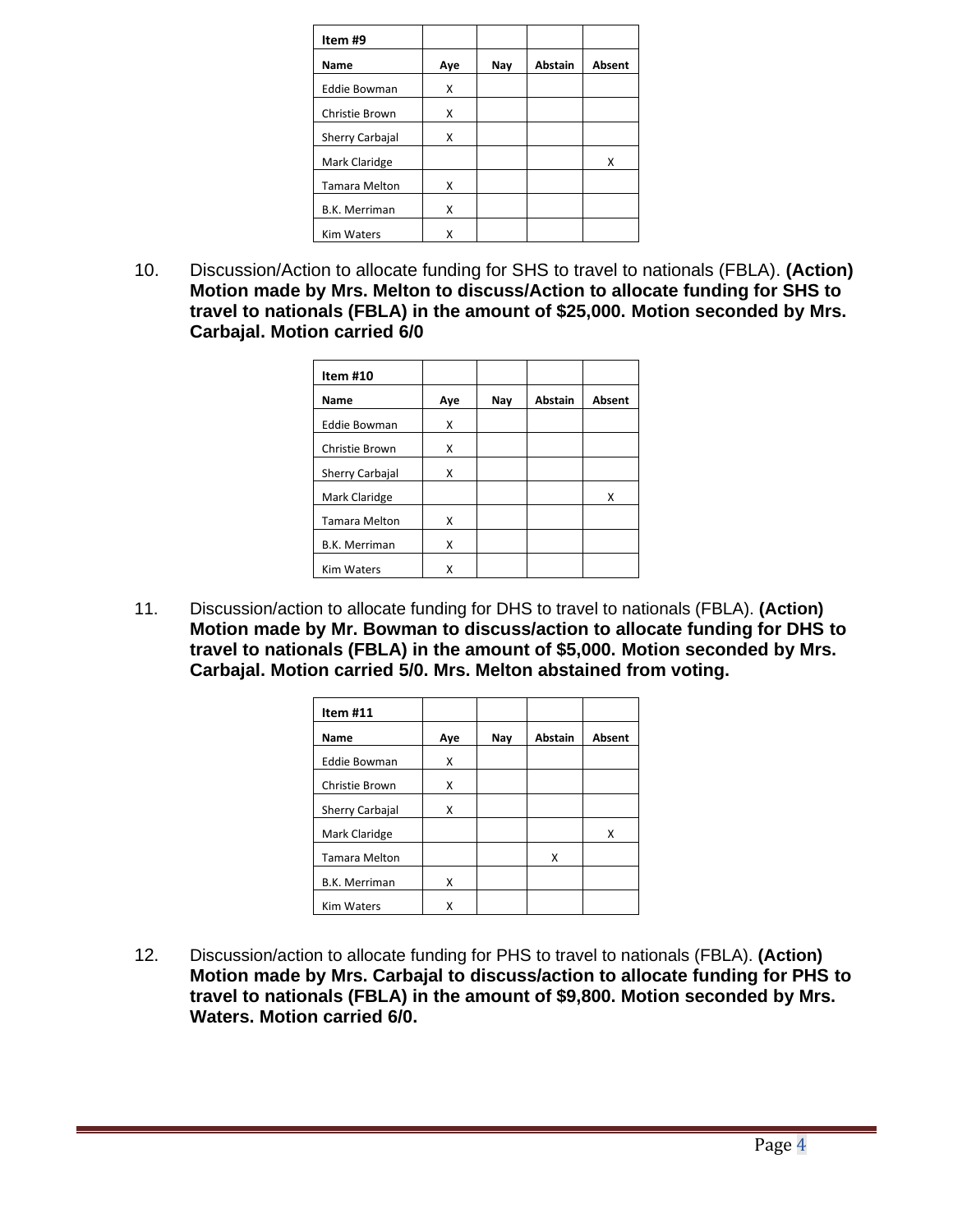| Item #9 | | | | |
|---|---|---|---|---|
| **Name** | **Aye** | **Nay** | **Abstain** | **Absent** |
| Eddie Bowman | X | | | |
| Christie Brown | X | | | |
| Sherry Carbajal | X | | | |
| Mark Claridge | | | | X |
| Tamara Melton | X | | | |
| B.K. Merriman | X | | | |
| Kim Waters | X | | | |

10. Discussion/Action to allocate funding for SHS to travel to nationals (FBLA). **(Action) Motion made by Mrs. Melton to discuss/Action to allocate funding for SHS to travel to nationals (FBLA) in the amount of $25,000. Motion seconded by Mrs. Carbajal. Motion carried 6/0**

| Item #10 | | | | |
|---|---|---|---|---|
| **Name** | **Aye** | **Nay** | **Abstain** | **Absent** |
| Eddie Bowman | X | | | |
| Christie Brown | X | | | |
| Sherry Carbajal | X | | | |
| Mark Claridge | | | | X |
| Tamara Melton | X | | | |
| B.K. Merriman | X | | | |
| Kim Waters | X | | | |

11. Discussion/action to allocate funding for DHS to travel to nationals (FBLA). **(Action) Motion made by Mr. Bowman to discuss/action to allocate funding for DHS to travel to nationals (FBLA) in the amount of $5,000. Motion seconded by Mrs. Carbajal. Motion carried 5/0. Mrs. Melton abstained from voting.**

| Item #11 | | | | |
|---|---|---|---|---|
| **Name** | **Aye** | **Nay** | **Abstain** | **Absent** |
| Eddie Bowman | X | | | |
| Christie Brown | X | | | |
| Sherry Carbajal | X | | | |
| Mark Claridge | | | | X |
| Tamara Melton | | | X | |
| B.K. Merriman | X | | | |
| Kim Waters | X | | | |

12. Discussion/action to allocate funding for PHS to travel to nationals (FBLA). **(Action) Motion made by Mrs. Carbajal to discuss/action to allocate funding for PHS to travel to nationals (FBLA) in the amount of $9,800. Motion seconded by Mrs. Waters. Motion carried 6/0.**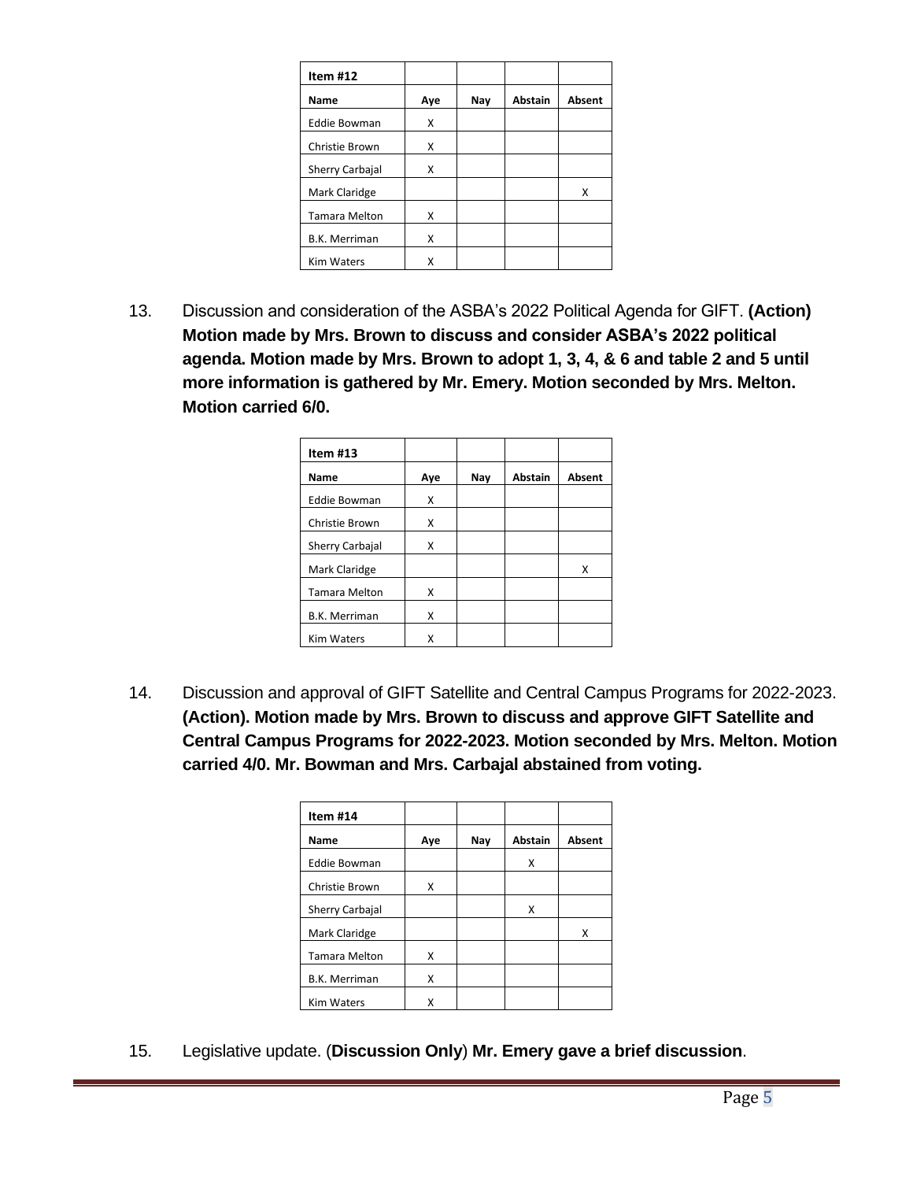| Item #12 | | | | |
|---|---|---|---|---|
| **Name** | **Aye** | **Nay** | **Abstain** | **Absent** |
| Eddie Bowman | X | | | |
| Christie Brown | X | | | |
| Sherry Carbajal | X | | | |
| Mark Claridge | | | | X |
| Tamara Melton | X | | | |
| B.K. Merriman | X | | | |
| Kim Waters | X | | | |

13. Discussion and consideration of the ASBA's 2022 Political Agenda for GIFT. **(Action) Motion made by Mrs. Brown to discuss and consider ASBA's 2022 political agenda. Motion made by Mrs. Brown to adopt 1, 3, 4, & 6 and table 2 and 5 until more information is gathered by Mr. Emery. Motion seconded by Mrs. Melton. Motion carried 6/0.**

| Item #13 | | | | |
|---|---|---|---|---|
| **Name** | **Aye** | **Nay** | **Abstain** | **Absent** |
| Eddie Bowman | X | | | |
| Christie Brown | X | | | |
| Sherry Carbajal | X | | | |
| Mark Claridge | | | | X |
| Tamara Melton | X | | | |
| B.K. Merriman | X | | | |
| Kim Waters | X | | | |

14. Discussion and approval of GIFT Satellite and Central Campus Programs for 2022-2023. **(Action). Motion made by Mrs. Brown to discuss and approve GIFT Satellite and Central Campus Programs for 2022-2023. Motion seconded by Mrs. Melton. Motion carried 4/0. Mr. Bowman and Mrs. Carbajal abstained from voting.**

| Item #14 | | | | |
|---|---|---|---|---|
| **Name** | **Aye** | **Nay** | **Abstain** | **Absent** |
| Eddie Bowman | | | X | |
| Christie Brown | X | | | |
| Sherry Carbajal | | | X | |
| Mark Claridge | | | | X |
| Tamara Melton | X | | | |
| B.K. Merriman | X | | | |
| Kim Waters | X | | | |

15. Legislative update. (**Discussion Only**) **Mr. Emery gave a brief discussion**.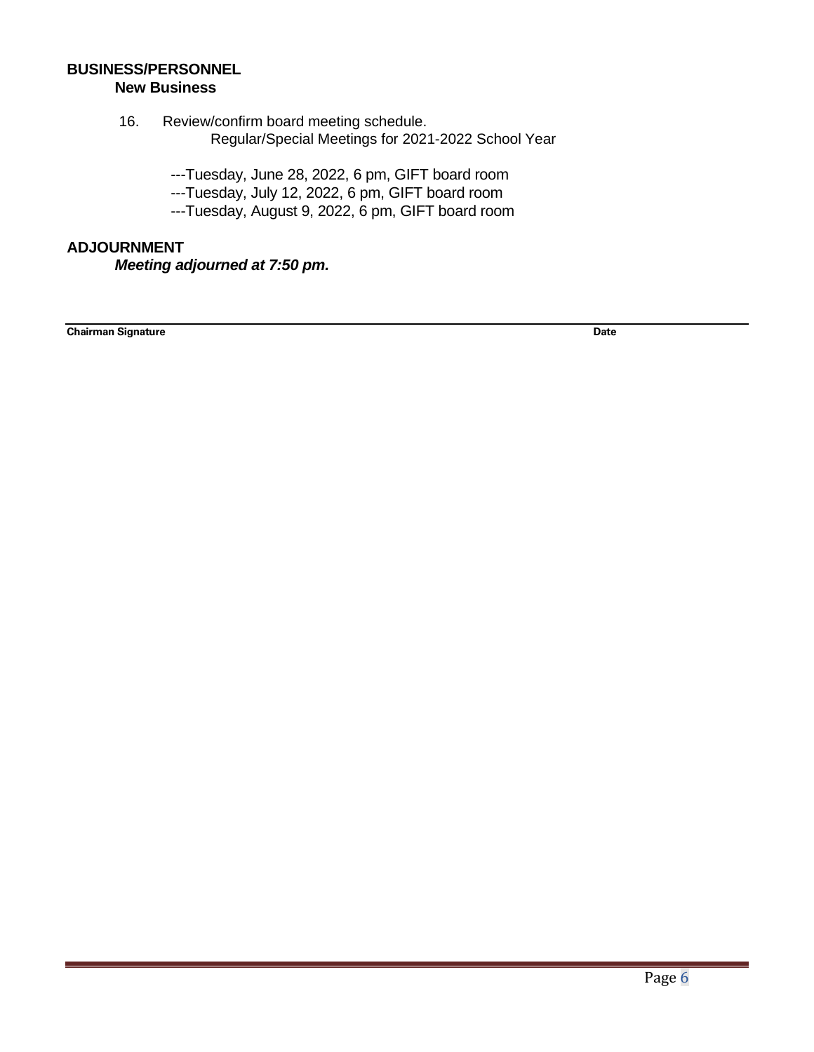## BUSINESS/PERSONNEL

### New Business

16. Review/confirm board meeting schedule.
    Regular/Special Meetings for 2021-2022 School Year

    ---Tuesday, June 28, 2022, 6 pm, GIFT board room
    ---Tuesday, July 12, 2022, 6 pm, GIFT board room
    ---Tuesday, August 9, 2022, 6 pm, GIFT board room

## ADJOURNMENT

***Meeting adjourned at 7:50 pm.***

**Chairman Signature** **Date**